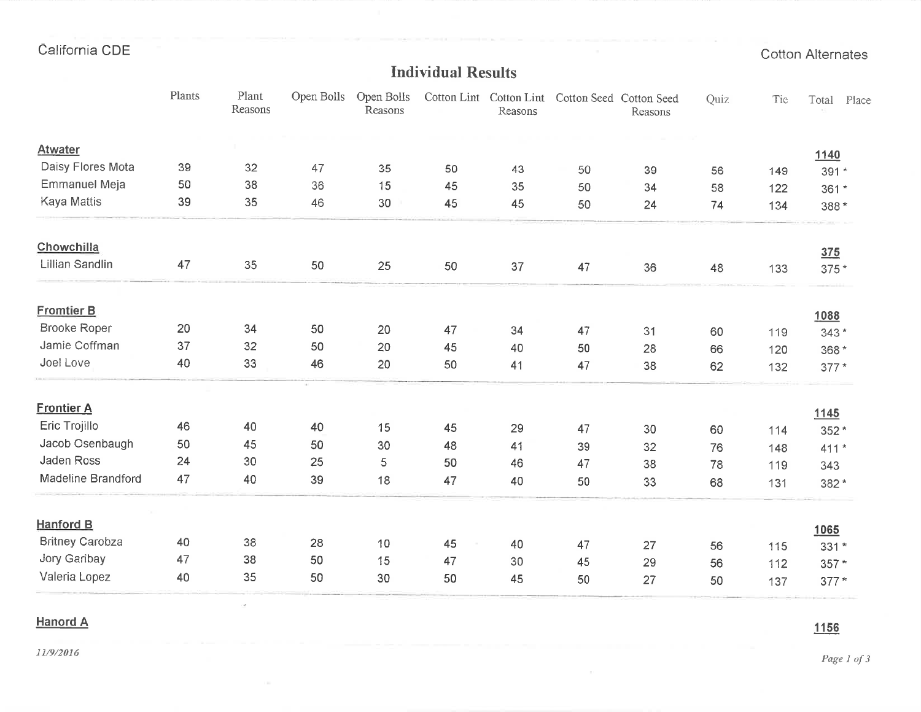California CDE

Cotton Alternates

## Individual Results

| | Plants | Plant Reasons | Open Bolls | Open Bolls Reasons | Cotton Lint | Cotton Lint Reasons | Cotton Seed | Cotton Seed Reasons | Quiz | Tie | Total | Place |
|---|---|---|---|---|---|---|---|---|---|---|---|---|
| **Atwater** | | | | | | | | | | | **1140** | |
| Daisy Flores Mota | 39 | 32 | 47 | 35 | 50 | 43 | 50 | 39 | 56 | 149 | 391 * | |
| Emmanuel Meja | 50 | 38 | 36 | 15 | 45 | 35 | 50 | 34 | 58 | 122 | 361 * | |
| Kaya Mattis | 39 | 35 | 46 | 30 | 45 | 45 | 50 | 24 | 74 | 134 | 388 * | |
| **Chowchilla** | | | | | | | | | | | **375** | |
| Lillian Sandlin | 47 | 35 | 50 | 25 | 50 | 37 | 47 | 36 | 48 | 133 | 375 * | |
| **Fromtier B** | | | | | | | | | | | **1088** | |
| Brooke Roper | 20 | 34 | 50 | 20 | 47 | 34 | 47 | 31 | 60 | 119 | 343 * | |
| Jamie Coffman | 37 | 32 | 50 | 20 | 45 | 40 | 50 | 28 | 66 | 120 | 368 * | |
| Joel Love | 40 | 33 | 46 | 20 | 50 | 41 | 47 | 38 | 62 | 132 | 377 * | |
| **Frontier A** | | | | | | | | | | | **1145** | |
| Eric Trojillo | 46 | 40 | 40 | 15 | 45 | 29 | 47 | 30 | 60 | 114 | 352 * | |
| Jacob Osenbaugh | 50 | 45 | 50 | 30 | 48 | 41 | 39 | 32 | 76 | 148 | 411 * | |
| Jaden Ross | 24 | 30 | 25 | 5 | 50 | 46 | 47 | 38 | 78 | 119 | 343 | |
| Madeline Brandford | 47 | 40 | 39 | 18 | 47 | 40 | 50 | 33 | 68 | 131 | 382 * | |
| **Hanford B** | | | | | | | | | | | **1065** | |
| Britney Carobza | 40 | 38 | 28 | 10 | 45 | 40 | 47 | 27 | 56 | 115 | 331 * | |
| Jory Garibay | 47 | 38 | 50 | 15 | 47 | 30 | 45 | 29 | 56 | 112 | 357 * | |
| Valeria Lopez | 40 | 35 | 50 | 30 | 50 | 45 | 50 | 27 | 50 | 137 | 377 * | |
| **Hanord A** | | | | | | | | | | | **1156** | |

*11/9/2016*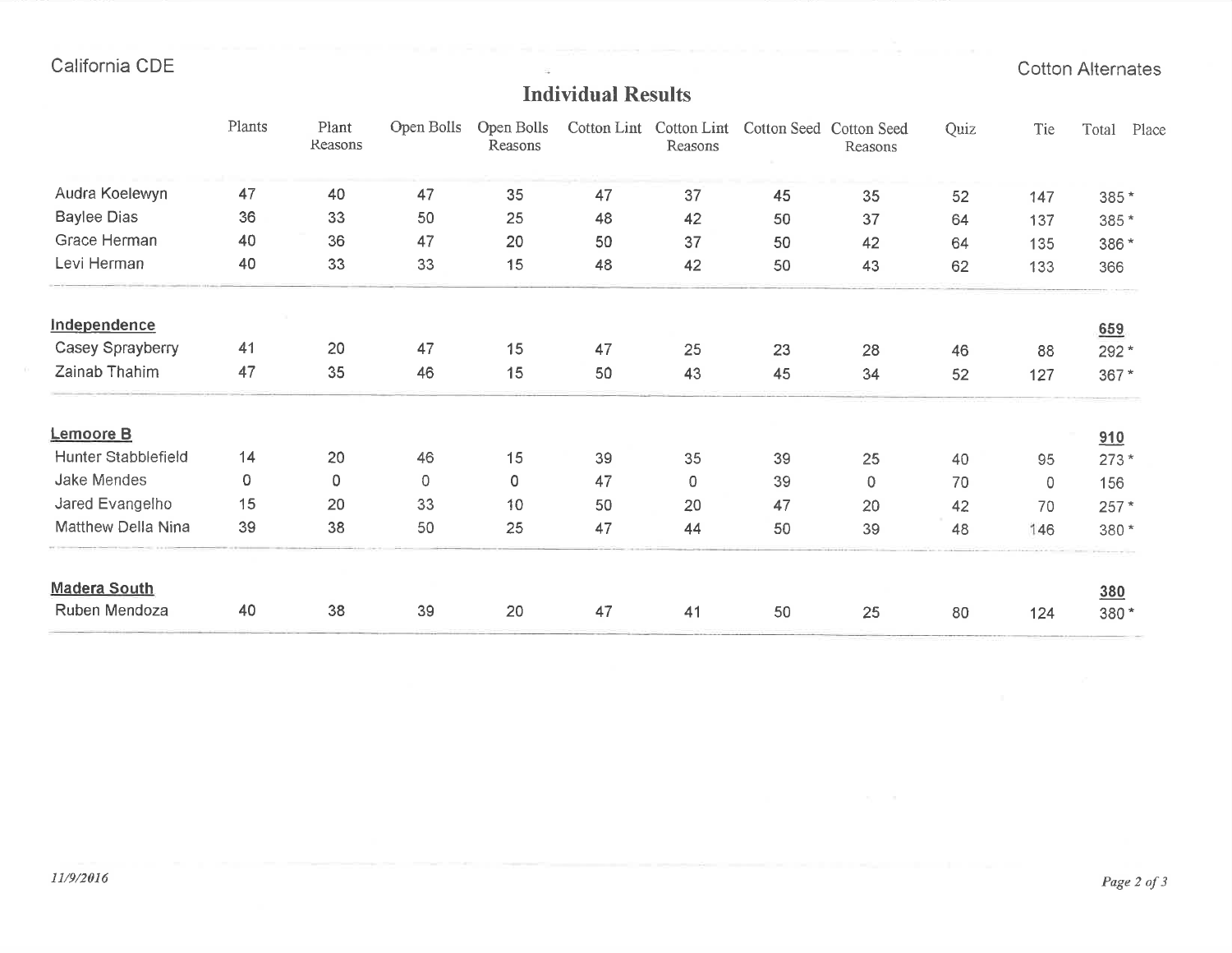California CDE

Cotton Alternates

## Individual Results

| | Plants | Plant Reasons | Open Bolls | Open Bolls Reasons | Cotton Lint | Cotton Lint Reasons | Cotton Seed | Cotton Seed Reasons | Quiz | Tie | Total | Place |
|---|---|---|---|---|---|---|---|---|---|---|---|---|
| Audra Koelewyn | 47 | 40 | 47 | 35 | 47 | 37 | 45 | 35 | 52 | 147 | 385 * | |
| Baylee Dias | 36 | 33 | 50 | 25 | 48 | 42 | 50 | 37 | 64 | 137 | 385 * | |
| Grace Herman | 40 | 36 | 47 | 20 | 50 | 37 | 50 | 42 | 64 | 135 | 386 * | |
| Levi Herman | 40 | 33 | 33 | 15 | 48 | 42 | 50 | 43 | 62 | 133 | 366 | |
| **Independence** | | | | | | | | | | | **659** | |
| Casey Sprayberry | 41 | 20 | 47 | 15 | 47 | 25 | 23 | 28 | 46 | 88 | 292 * | |
| Zainab Thahim | 47 | 35 | 46 | 15 | 50 | 43 | 45 | 34 | 52 | 127 | 367 * | |
| **Lemoore B** | | | | | | | | | | | **910** | |
| Hunter Stabblefield | 14 | 20 | 46 | 15 | 39 | 35 | 39 | 25 | 40 | 95 | 273 * | |
| Jake Mendes | 0 | 0 | 0 | 0 | 47 | 0 | 39 | 0 | 70 | 0 | 156 | |
| Jared Evangelho | 15 | 20 | 33 | 10 | 50 | 20 | 47 | 20 | 42 | 70 | 257 * | |
| Matthew Della Nina | 39 | 38 | 50 | 25 | 47 | 44 | 50 | 39 | 48 | 146 | 380 * | |
| **Madera South** | | | | | | | | | | | **380** | |
| Ruben Mendoza | 40 | 38 | 39 | 20 | 47 | 41 | 50 | 25 | 80 | 124 | 380 * | |

*11/9/2016*